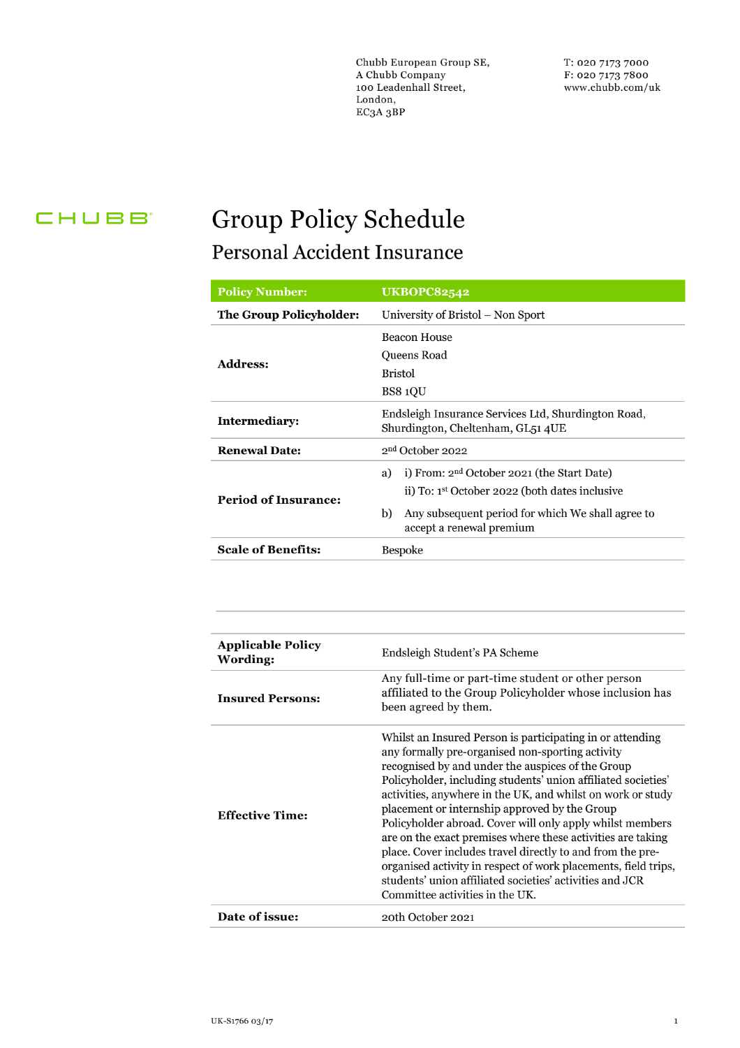Chubb European Group SE,
A Chubb Company
100 Leadenhall Street,
London,
EC3A 3BP

T: 020 7173 7000
F: 020 7173 7800
www.chubb.com/uk

CHUBB

# Group Policy Schedule

## Personal Accident Insurance

| **Policy Number:** | **UKBOPC82542** |
|---|---|
| **The Group Policyholder:** | University of Bristol – Non Sport |
| **Address:** | Beacon House<br>Queens Road<br>Bristol<br>BS8 1QU |
| **Intermediary:** | Endsleigh Insurance Services Ltd, Shurdington Road, Shurdington, Cheltenham, GL51 4UE |
| **Renewal Date:** | 2nd October 2022 |
| **Period of Insurance:** | a) i) From: 2nd October 2021 (the Start Date)<br>ii) To: 1st October 2022 (both dates inclusive<br>b) Any subsequent period for which We shall agree to accept a renewal premium |
| **Scale of Benefits:** | Bespoke |

| | |
|---|---|
| **Applicable Policy Wording:** | Endsleigh Student's PA Scheme |
| **Insured Persons:** | Any full-time or part-time student or other person affiliated to the Group Policyholder whose inclusion has been agreed by them. |
| **Effective Time:** | Whilst an Insured Person is participating in or attending any formally pre-organised non-sporting activity recognised by and under the auspices of the Group Policyholder, including students' union affiliated societies' activities, anywhere in the UK, and whilst on work or study placement or internship approved by the Group Policyholder abroad. Cover will only apply whilst members are on the exact premises where these activities are taking place. Cover includes travel directly to and from the pre-organised activity in respect of work placements, field trips, students' union affiliated societies' activities and JCR Committee activities in the UK. |
| **Date of issue:** | 20th October 2021 |

UK-S1766 03/17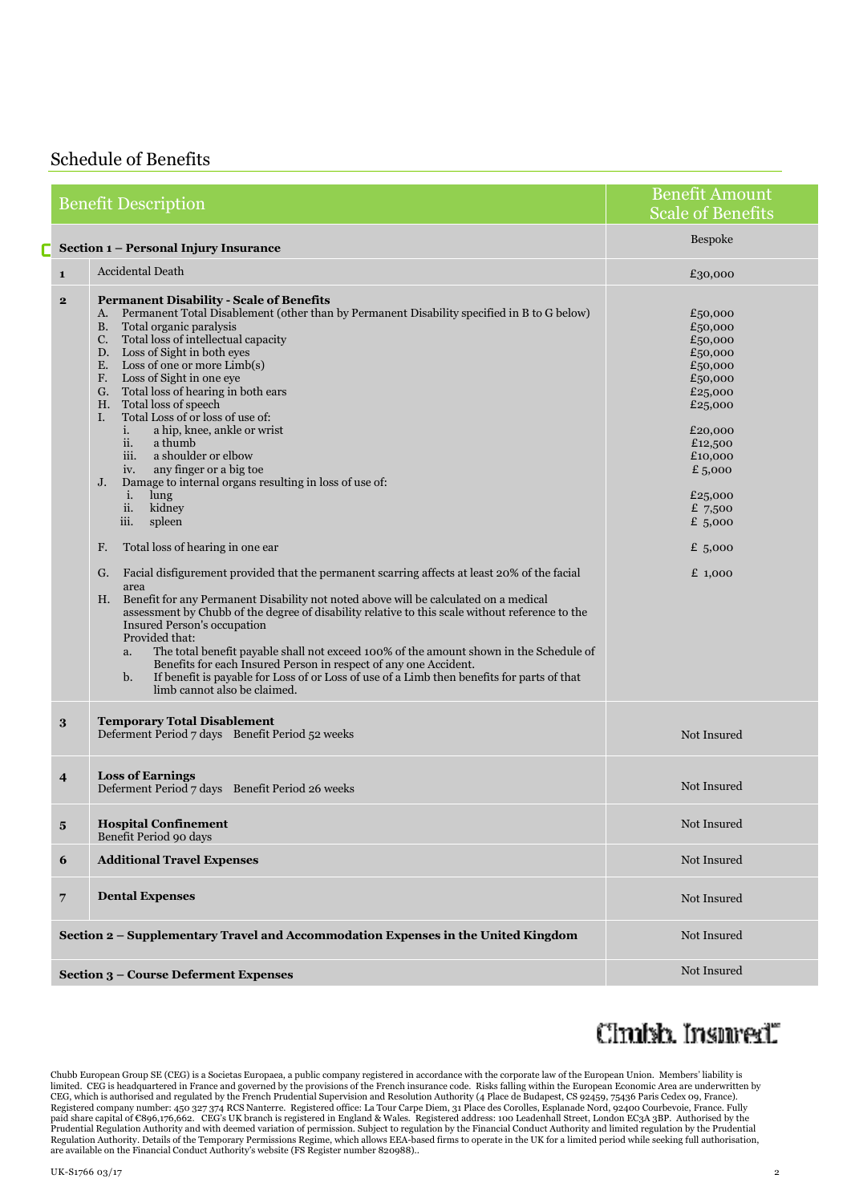## Schedule of Benefits

| | Benefit Description | Benefit Amount Scale of Benefits |
|---|---|---|
| | **Section 1 – Personal Injury Insurance** | Bespoke |
| **1** | Accidental Death | £30,000 |
| **2** | **Permanent Disability - Scale of Benefits** | |
| | A. Permanent Total Disablement (other than by Permanent Disability specified in B to G below) | £50,000 |
| | B. Total organic paralysis | £50,000 |
| | C. Total loss of intellectual capacity | £50,000 |
| | D. Loss of Sight in both eyes | £50,000 |
| | E. Loss of one or more Limb(s) | £50,000 |
| | F. Loss of Sight in one eye | £50,000 |
| | G. Total loss of hearing in both ears | £25,000 |
| | H. Total loss of speech | £25,000 |
| | I. Total Loss of or loss of use of: | |
| | i. a hip, knee, ankle or wrist | £20,000 |
| | ii. a thumb | £12,500 |
| | iii. a shoulder or elbow | £10,000 |
| | iv. any finger or a big toe | £ 5,000 |
| | J. Damage to internal organs resulting in loss of use of: | |
| | i. lung | £25,000 |
| | ii. kidney | £ 7,500 |
| | iii. spleen | £ 5,000 |
| | F. Total loss of hearing in one ear | £ 5,000 |
| | G. Facial disfigurement provided that the permanent scarring affects at least 20% of the facial area | £ 1,000 |
| | H. Benefit for any Permanent Disability not noted above will be calculated on a medical assessment by Chubb of the degree of disability relative to this scale without reference to the Insured Person's occupation<br>Provided that:<br>a. The total benefit payable shall not exceed 100% of the amount shown in the Schedule of Benefits for each Insured Person in respect of any one Accident.<br>b. If benefit is payable for Loss of or Loss of use of a Limb then benefits for parts of that limb cannot also be claimed. | |
| **3** | **Temporary Total Disablement**<br>Deferment Period 7 days Benefit Period 52 weeks | Not Insured |
| **4** | **Loss of Earnings**<br>Deferment Period 7 days Benefit Period 26 weeks | Not Insured |
| **5** | **Hospital Confinement**<br>Benefit Period 90 days | Not Insured |
| **6** | **Additional Travel Expenses** | Not Insured |
| **7** | **Dental Expenses** | Not Insured |
| | **Section 2 – Supplementary Travel and Accommodation Expenses in the United Kingdom** | Not Insured |
| | **Section 3 – Course Deferment Expenses** | Not Insured |

Chubb. Insured.™

Chubb European Group SE (CEG) is a Societas Europaea, a public company registered in accordance with the corporate law of the European Union. Members' liability is limited. CEG is headquartered in France and governed by the provisions of the French insurance code. Risks falling within the European Economic Area are underwritten by CEG, which is authorised and regulated by the French Prudential Supervision and Resolution Authority (4 Place de Budapest, CS 92459, 75436 Paris Cedex 09, France). Registered company number: 450 327 374 RCS Nanterre. Registered office: La Tour Carpe Diem, 31 Place des Corolles, Esplanade Nord, 92400 Courbevoie, France. Fully paid share capital of €896,176,662. CEG's UK branch is registered in England & Wales. Registered address: 100 Leadenhall Street, London EC3A 3BP. Authorised by the Prudential Regulation Authority and with deemed variation of permission. Subject to regulation by the Financial Conduct Authority and limited regulation by the Prudential Regulation Authority. Details of the Temporary Permissions Regime, which allows EEA-based firms to operate in the UK for a limited period while seeking full authorisation, are available on the Financial Conduct Authority's website (FS Register number 820988)..

UK-S1766 03/17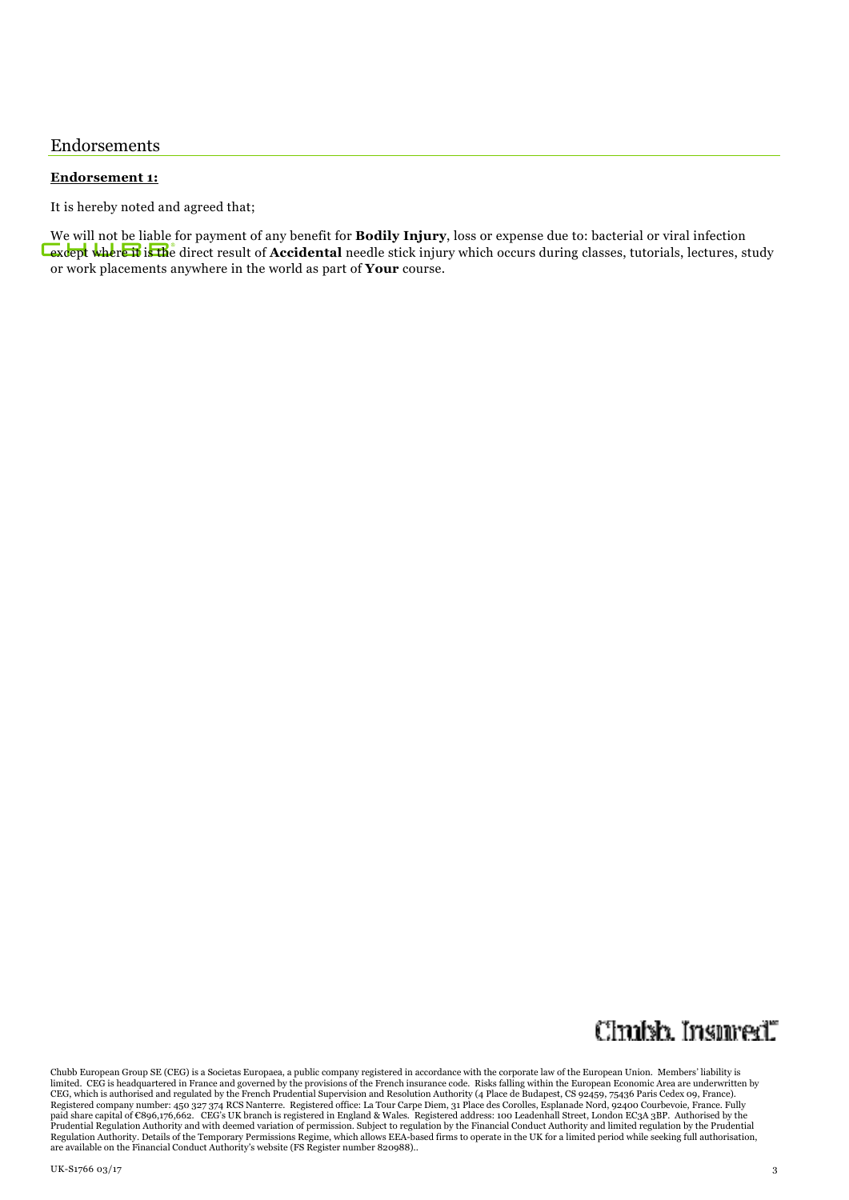## Endorsements

**Endorsement 1:**

It is hereby noted and agreed that;

We will not be liable for payment of any benefit for **Bodily Injury**, loss or expense due to: bacterial or viral infection except where it is the direct result of **Accidental** needle stick injury which occurs during classes, tutorials, lectures, study or work placements anywhere in the world as part of **Your** course.

Chubb. Insured.™

Chubb European Group SE (CEG) is a Societas Europaea, a public company registered in accordance with the corporate law of the European Union. Members' liability is limited. CEG is headquartered in France and governed by the provisions of the French insurance code. Risks falling within the European Economic Area are underwritten by CEG, which is authorised and regulated by the French Prudential Supervision and Resolution Authority (4 Place de Budapest, CS 92459, 75436 Paris Cedex 09, France). Registered company number: 450 327 374 RCS Nanterre. Registered office: La Tour Carpe Diem, 31 Place des Corolles, Esplanade Nord, 92400 Courbevoie, France. Fully paid share capital of €896,176,662. CEG's UK branch is registered in England & Wales. Registered address: 100 Leadenhall Street, London EC3A 3BP. Authorised by the Prudential Regulation Authority and with deemed variation of permission. Subject to regulation by the Financial Conduct Authority and limited regulation by the Prudential Regulation Authority. Details of the Temporary Permissions Regime, which allows EEA-based firms to operate in the UK for a limited period while seeking full authorisation, are available on the Financial Conduct Authority's website (FS Register number 820988)..

UK-S1766 03/17